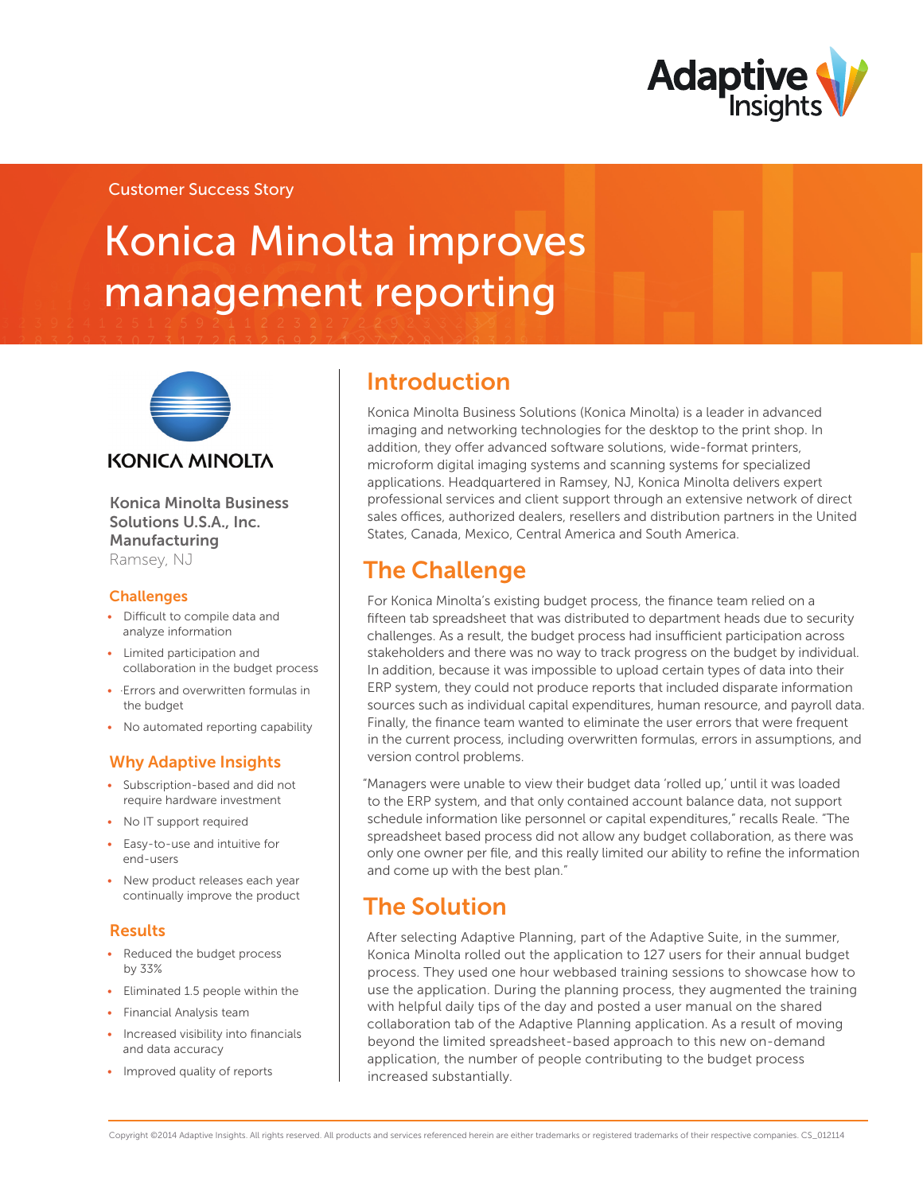Customer Success Story

# Konica Minolta improves management reporting

KONICA MINOLTA

**Konica Minolta Business Solutions U.S.A., Inc.**
**Manufacturing**
Ramsey, NJ

### Challenges

- Difficult to compile data and analyze information
- Limited participation and collaboration in the budget process
- ·Errors and overwritten formulas in the budget
- No automated reporting capability

### Why Adaptive Insights

- Subscription-based and did not require hardware investment
- No IT support required
- Easy-to-use and intuitive for end-users
- New product releases each year continually improve the product

### Results

- Reduced the budget process by 33%
- Eliminated 1.5 people within the
- Financial Analysis team
- Increased visibility into financials and data accuracy
- Improved quality of reports

## Introduction

Konica Minolta Business Solutions (Konica Minolta) is a leader in advanced imaging and networking technologies from the desktop to the print shop. In addition, they offer advanced software solutions, wide-format printers, microform digital imaging systems and scanning systems for specialized applications. Headquartered in Ramsey, NJ, Konica Minolta delivers expert professional services and client support through an extensive network of direct sales offices, authorized dealers, resellers and distribution partners in the United States, Canada, Mexico, Central America and South America.

## The Challenge

For Konica Minolta's existing budget process, the finance team relied on a fifteen tab spreadsheet that was distributed to department heads due to security challenges. As a result, the budget process had insufficient participation across stakeholders and there was no way to track progress on the budget by individual. In addition, because it was impossible to upload certain types of data into their ERP system, they could not produce reports that included disparate information sources such as individual capital expenditures, human resource, and payroll data. Finally, the finance team wanted to eliminate the user errors that were frequent in the current process, including overwritten formulas, errors in assumptions, and version control problems.

"Managers were unable to view their budget data 'rolled up,' until it was loaded to the ERP system, and that only contained account balance data, not support schedule information like personnel or capital expenditures," recalls Reale. "The spreadsheet based process did not allow any budget collaboration, as there was only one owner per file, and this really limited our ability to refine the information and come up with the best plan."

## The Solution

After selecting Adaptive Planning, part of the Adaptive Suite, in the summer, Konica Minolta rolled out the application to 127 users for their annual budget process. They used one hour webbased training sessions to showcase how to use the application. During the planning process, they augmented the training with helpful daily tips of the day and posted a user manual on the shared collaboration tab of the Adaptive Planning application. As a result of moving beyond the limited spreadsheet-based approach to this new on-demand application, the number of people contributing to the budget process increased substantially.

Copyright ©2014 Adaptive Insights. All rights reserved. All products and services referenced herein are either trademarks or registered trademarks of their respective companies. CS_012114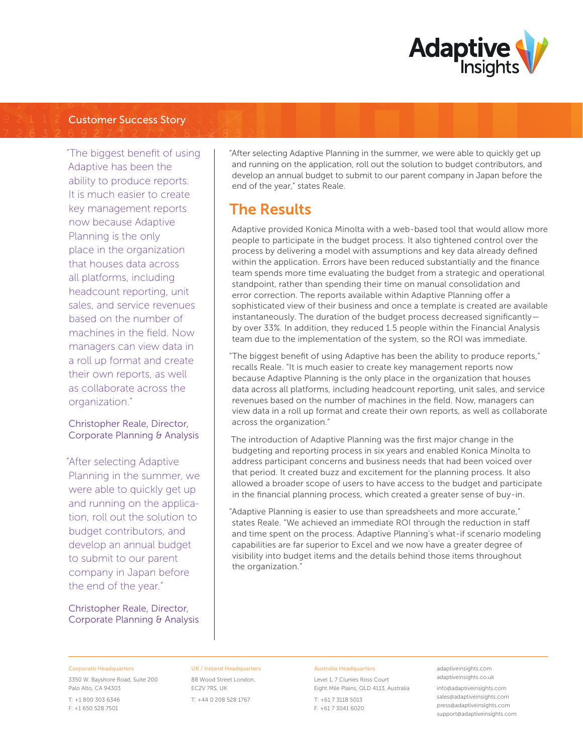Customer Success Story

"The biggest benefit of using Adaptive has been the ability to produce reports. It is much easier to create key management reports now because Adaptive Planning is the only place in the organization that houses data across all platforms, including headcount reporting, unit sales, and service revenues based on the number of machines in the field. Now managers can view data in a roll up format and create their own reports, as well as collaborate across the organization."

Christopher Reale, Director, Corporate Planning & Analysis

"After selecting Adaptive Planning in the summer, we were able to quickly get up and running on the application, roll out the solution to budget contributors, and develop an annual budget to submit to our parent company in Japan before the end of the year."

Christopher Reale, Director, Corporate Planning & Analysis

"After selecting Adaptive Planning in the summer, we were able to quickly get up and running on the application, roll out the solution to budget contributors, and develop an annual budget to submit to our parent company in Japan before the end of the year," states Reale.

## The Results

Adaptive provided Konica Minolta with a web-based tool that would allow more people to participate in the budget process. It also tightened control over the process by delivering a model with assumptions and key data already defined within the application. Errors have been reduced substantially and the finance team spends more time evaluating the budget from a strategic and operational standpoint, rather than spending their time on manual consolidation and error correction. The reports available within Adaptive Planning offer a sophisticated view of their business and once a template is created are available instantaneously. The duration of the budget process decreased significantly—by over 33%. In addition, they reduced 1.5 people within the Financial Analysis team due to the implementation of the system, so the ROI was immediate.

"The biggest benefit of using Adaptive has been the ability to produce reports," recalls Reale. "It is much easier to create key management reports now because Adaptive Planning is the only place in the organization that houses data across all platforms, including headcount reporting, unit sales, and service revenues based on the number of machines in the field. Now, managers can view data in a roll up format and create their own reports, as well as collaborate across the organization."

The introduction of Adaptive Planning was the first major change in the budgeting and reporting process in six years and enabled Konica Minolta to address participant concerns and business needs that had been voiced over that period. It created buzz and excitement for the planning process. It also allowed a broader scope of users to have access to the budget and participate in the financial planning process, which created a greater sense of buy-in.

"Adaptive Planning is easier to use than spreadsheets and more accurate," states Reale. "We achieved an immediate ROI through the reduction in staff and time spent on the process. Adaptive Planning's what-if scenario modeling capabilities are far superior to Excel and we now have a greater degree of visibility into budget items and the details behind those items throughout the organization."

**Corporate Headquarters**
3350 W. Bayshore Road, Suite 200
Palo Alto, CA 94303
T: +1 800 303 6346
F: +1 650 528 7501

**UK / Ireland Headquarters**
88 Wood Street London,
EC2V 7RS, UK
T: +44 0 208 528 1767

**Australia Headquarters**
Level 1, 7 Clunies Ross Court
Eight Mile Plains, QLD 4113, Australia
T: +61 7 3118 5013
F: +61 7 3041 6020

adaptiveinsights.com
adaptiveinsights.co.uk
info@adaptiveinsights.com
sales@adaptiveinsights.com
press@adaptiveinsights.com
support@adaptiveinsights.com